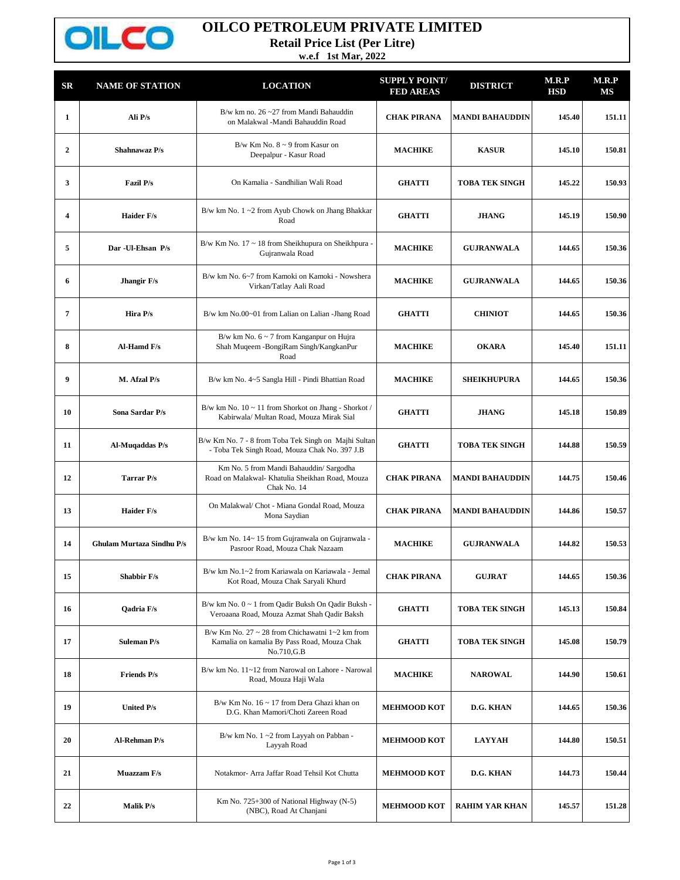# OILCO PETROLEUM PRIVATE LIMITED

## Retail Price List (Per Litre)

**w.e.f 1st Mar, 2022**

| SR | NAME OF STATION | LOCATION | SUPPLY POINT/ FED AREAS | DISTRICT | M.R.P HSD | M.R.P MS |
|---|---|---|---|---|---|---|
| 1 | Ali P/s | B/w km no. 26 ~27 from Mandi Bahauddin on Malakwal -Mandi Bahauddin Road | CHAK PIRANA | MANDI BAHAUDDIN | 145.40 | 151.11 |
| 2 | Shahnawaz P/s | B/w Km No. 8 ~ 9 from Kasur on Deepalpur - Kasur Road | MACHIKE | KASUR | 145.10 | 150.81 |
| 3 | Fazil P/s | On Kamalia - Sandhilian Wali Road | GHATTI | TOBA TEK SINGH | 145.22 | 150.93 |
| 4 | Haider F/s | B/w km No. 1 ~2 from Ayub Chowk on Jhang Bhakkar Road | GHATTI | JHANG | 145.19 | 150.90 |
| 5 | Dar -Ul-Ehsan P/s | B/w Km No. 17 ~ 18 from Sheikhupura on Sheikhpura - Gujranwala Road | MACHIKE | GUJRANWALA | 144.65 | 150.36 |
| 6 | Jhangir F/s | B/w km No. 6~7 from Kamoki on Kamoki - Nowshera Virkan/Tatlay Aali Road | MACHIKE | GUJRANWALA | 144.65 | 150.36 |
| 7 | Hira P/s | B/w km No.00~01 from Lalian on Lalian -Jhang Road | GHATTI | CHINIOT | 144.65 | 150.36 |
| 8 | Al-Hamd F/s | B/w km No. 6 ~ 7 from Kanganpur on Hujra Shah Muqeem -BongiRam Singh/KangkanPur Road | MACHIKE | OKARA | 145.40 | 151.11 |
| 9 | M. Afzal P/s | B/w km No. 4~5 Sangla Hill - Pindi Bhattian Road | MACHIKE | SHEIKHUPURA | 144.65 | 150.36 |
| 10 | Sona Sardar P/s | B/w km No. 10 ~ 11 from Shorkot on Jhang - Shorkot / Kabirwala/ Multan Road, Mouza Mirak Sial | GHATTI | JHANG | 145.18 | 150.89 |
| 11 | Al-Muqaddas P/s | B/w Km No. 7 - 8 from Toba Tek Singh on Majhi Sultan - Toba Tek Singh Road, Mouza Chak No. 397 J.B | GHATTI | TOBA TEK SINGH | 144.88 | 150.59 |
| 12 | Tarrar P/s | Km No. 5 from Mandi Bahauddin/ Sargodha Road on Malakwal- Khatulia Sheikhan Road, Mouza Chak No. 14 | CHAK PIRANA | MANDI BAHAUDDIN | 144.75 | 150.46 |
| 13 | Haider F/s | On Malakwal/ Chot - Miana Gondal Road, Mouza Mona Saydian | CHAK PIRANA | MANDI BAHAUDDIN | 144.86 | 150.57 |
| 14 | Ghulam Murtaza Sindhu P/s | B/w km No. 14~ 15 from Gujranwala on Gujranwala - Pasroor Road, Mouza Chak Nazaam | MACHIKE | GUJRANWALA | 144.82 | 150.53 |
| 15 | Shabbir F/s | B/w km No.1~2 from Kariawala on Kariawala - Jemal Kot Road, Mouza Chak Saryali Khurd | CHAK PIRANA | GUJRAT | 144.65 | 150.36 |
| 16 | Qadria F/s | B/w km No. 0 ~ 1 from Qadir Buksh On Qadir Buksh - Veroaana Road, Mouza Azmat Shah Qadir Baksh | GHATTI | TOBA TEK SINGH | 145.13 | 150.84 |
| 17 | Suleman P/s | B/w Km No. 27 ~ 28 from Chichawatni 1~2 km from Kamalia on kamalia By Pass Road, Mouza Chak No.710,G.B | GHATTI | TOBA TEK SINGH | 145.08 | 150.79 |
| 18 | Friends P/s | B/w km No. 11~12 from Narowal on Lahore - Narowal Road, Mouza Haji Wala | MACHIKE | NAROWAL | 144.90 | 150.61 |
| 19 | United P/s | B/w Km No. 16 ~ 17 from Dera Ghazi khan on D.G. Khan Mamori/Choti Zareen Road | MEHMOOD KOT | D.G. KHAN | 144.65 | 150.36 |
| 20 | Al-Rehman P/s | B/w km No. 1 ~2 from Layyah on Pabban - Layyah Road | MEHMOOD KOT | LAYYAH | 144.80 | 150.51 |
| 21 | Muazzam F/s | Notakmor- Arra Jaffar Road Tehsil Kot Chutta | MEHMOOD KOT | D.G. KHAN | 144.73 | 150.44 |
| 22 | Malik P/s | Km No. 725+300 of National Highway (N-5) (NBC), Road At Chanjani | MEHMOOD KOT | RAHIM YAR KHAN | 145.57 | 151.28 |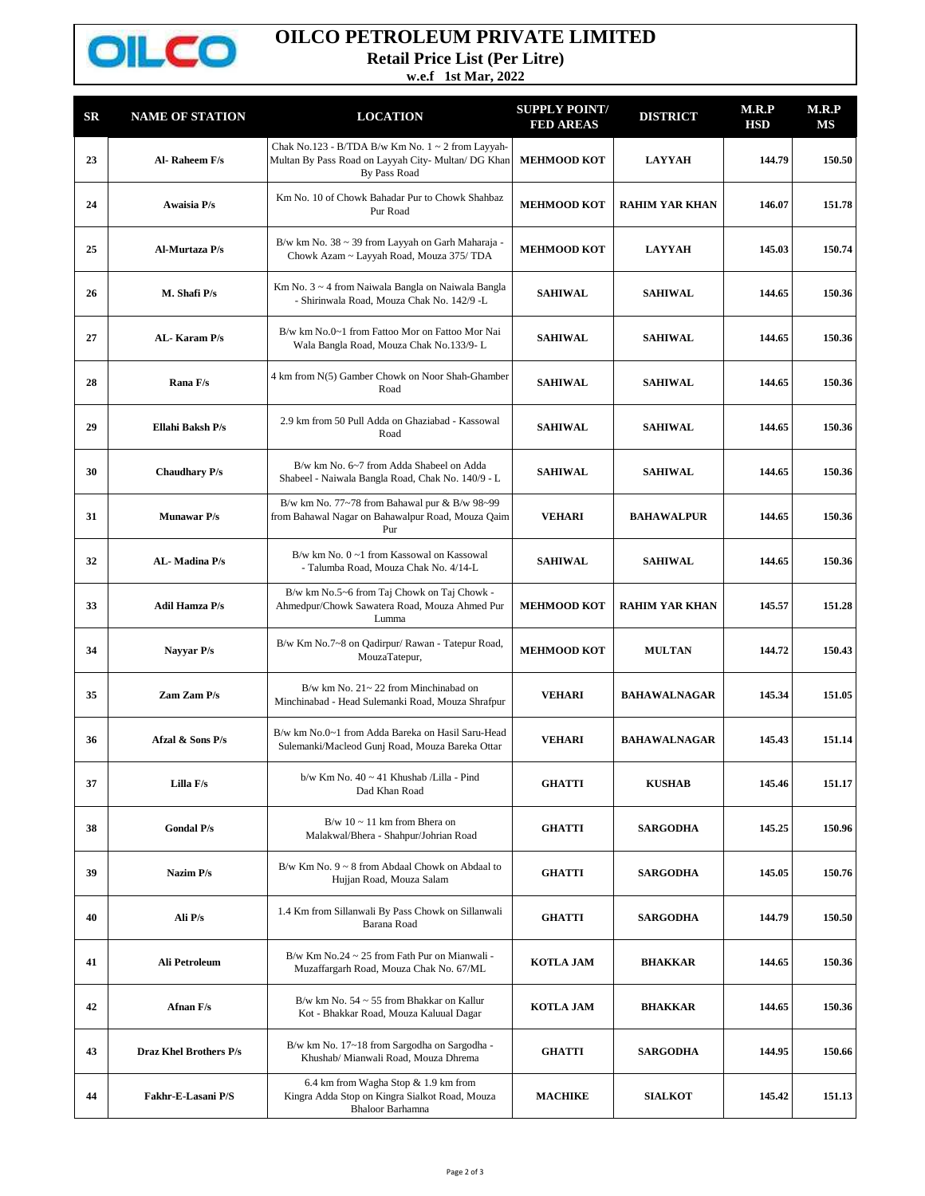# OILCO PETROLEUM PRIVATE LIMITED

**Retail Price List (Per Litre)**

**w.e.f 1st Mar, 2022**

| SR | NAME OF STATION | LOCATION | SUPPLY POINT/ FED AREAS | DISTRICT | M.R.P HSD | M.R.P MS |
|---|---|---|---|---|---|---|
| 23 | Al- Raheem F/s | Chak No.123 - B/TDA B/w Km No. 1 ~ 2 from Layyah-Multan By Pass Road on Layyah City- Multan/ DG Khan By Pass Road | MEHMOOD KOT | LAYYAH | 144.79 | 150.50 |
| 24 | Awaisia P/s | Km No. 10 of Chowk Bahadar Pur to Chowk Shahbaz Pur Road | MEHMOOD KOT | RAHIM YAR KHAN | 146.07 | 151.78 |
| 25 | Al-Murtaza P/s | B/w km No. 38 ~ 39 from Layyah on Garh Maharaja - Chowk Azam ~ Layyah Road, Mouza 375/ TDA | MEHMOOD KOT | LAYYAH | 145.03 | 150.74 |
| 26 | M. Shafi P/s | Km No. 3 ~ 4 from Naiwala Bangla on Naiwala Bangla - Shirinwala Road, Mouza Chak No. 142/9 -L | SAHIWAL | SAHIWAL | 144.65 | 150.36 |
| 27 | AL- Karam P/s | B/w km No.0~1 from Fattoo Mor on Fattoo Mor Nai Wala Bangla Road, Mouza Chak No.133/9- L | SAHIWAL | SAHIWAL | 144.65 | 150.36 |
| 28 | Rana F/s | 4 km from N(5) Gamber Chowk on Noor Shah-Ghamber Road | SAHIWAL | SAHIWAL | 144.65 | 150.36 |
| 29 | Ellahi Baksh P/s | 2.9 km from 50 Pull Adda on Ghaziabad - Kassowal Road | SAHIWAL | SAHIWAL | 144.65 | 150.36 |
| 30 | Chaudhary P/s | B/w km No. 6~7 from Adda Shabeel on Adda Shabeel - Naiwala Bangla Road, Chak No. 140/9 - L | SAHIWAL | SAHIWAL | 144.65 | 150.36 |
| 31 | Munawar P/s | B/w km No. 77~78 from Bahawal pur & B/w 98~99 from Bahawal Nagar on Bahawalpur Road, Mouza Qaim Pur | VEHARI | BAHAWALPUR | 144.65 | 150.36 |
| 32 | AL- Madina P/s | B/w km No. 0 ~1 from Kassowal on Kassowal - Talumba Road, Mouza Chak No. 4/14-L | SAHIWAL | SAHIWAL | 144.65 | 150.36 |
| 33 | Adil Hamza P/s | B/w km No.5~6 from Taj Chowk on Taj Chowk - Ahmedpur/Chowk Sawatera Road, Mouza Ahmed Pur Lumma | MEHMOOD KOT | RAHIM YAR KHAN | 145.57 | 151.28 |
| 34 | Nayyar P/s | B/w Km No.7~8 on Qadirpur/ Rawan - Tatepur Road, MouzaTatepur, | MEHMOOD KOT | MULTAN | 144.72 | 150.43 |
| 35 | Zam Zam P/s | B/w km No. 21~ 22 from Minchinabad on Minchinabad - Head Sulemanki Road, Mouza Shrafpur | VEHARI | BAHAWALNAGAR | 145.34 | 151.05 |
| 36 | Afzal & Sons P/s | B/w km No.0~1 from Adda Bareka on Hasil Saru-Head Sulemanki/Macleod Gunj Road, Mouza Bareka Ottar | VEHARI | BAHAWALNAGAR | 145.43 | 151.14 |
| 37 | Lilla F/s | b/w Km No. 40 ~ 41 Khushab /Lilla - Pind Dad Khan Road | GHATTI | KUSHAB | 145.46 | 151.17 |
| 38 | Gondal P/s | B/w 10 ~ 11 km from Bhera on Malakwal/Bhera - Shahpur/Johrian Road | GHATTI | SARGODHA | 145.25 | 150.96 |
| 39 | Nazim P/s | B/w Km No. 9 ~ 8 from Abdaal Chowk on Abdaal to Hujjan Road, Mouza Salam | GHATTI | SARGODHA | 145.05 | 150.76 |
| 40 | Ali P/s | 1.4 Km from Sillanwali By Pass Chowk on Sillanwali Barana Road | GHATTI | SARGODHA | 144.79 | 150.50 |
| 41 | Ali Petroleum | B/w Km No.24 ~ 25 from Fath Pur on Mianwali - Muzaffargarh Road, Mouza Chak No. 67/ML | KOTLA JAM | BHAKKAR | 144.65 | 150.36 |
| 42 | Afnan F/s | B/w km No. 54 ~ 55 from Bhakkar on Kallur Kot - Bhakkar Road, Mouza Kaluual Dagar | KOTLA JAM | BHAKKAR | 144.65 | 150.36 |
| 43 | Draz Khel Brothers P/s | B/w km No. 17~18 from Sargodha on Sargodha - Khushab/ Mianwali Road, Mouza Dhrema | GHATTI | SARGODHA | 144.95 | 150.66 |
| 44 | Fakhr-E-Lasani P/S | 6.4 km from Wagha Stop & 1.9 km from Kingra Adda Stop on Kingra Sialkot Road, Mouza Bhaloor Barhamna | MACHIKE | SIALKOT | 145.42 | 151.13 |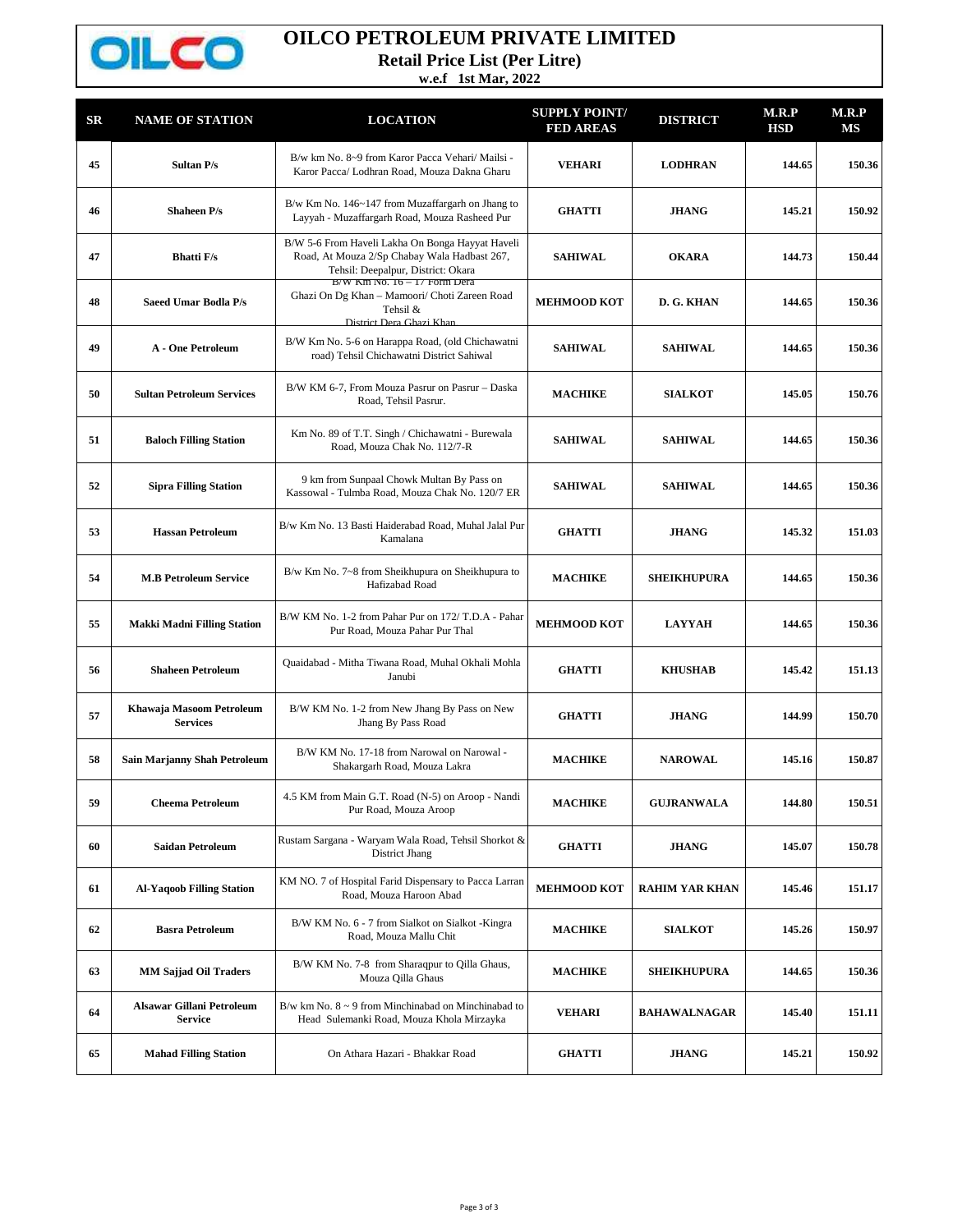# OILCO PETROLEUM PRIVATE LIMITED

**Retail Price List (Per Litre)**

**w.e.f 1st Mar, 2022**

| SR | NAME OF STATION | LOCATION | SUPPLY POINT/ FED AREAS | DISTRICT | M.R.P HSD | M.R.P MS |
|---|---|---|---|---|---|---|
| 45 | Sultan P/s | B/w km No. 8~9 from Karor Pacca Vehari/ Mailsi - Karor Pacca/ Lodhran Road, Mouza Dakna Gharu | VEHARI | LODHRAN | 144.65 | 150.36 |
| 46 | Shaheen P/s | B/w Km No. 146~147 from Muzaffargarh on Jhang to Layyah - Muzaffargarh Road, Mouza Rasheed Pur | GHATTI | JHANG | 145.21 | 150.92 |
| 47 | Bhatti F/s | B/W 5-6 From Haveli Lakha On Bonga Hayyat Haveli Road, At Mouza 2/Sp Chabay Wala Hadbast 267, Tehsil: Deepalpur, District: Okara | SAHIWAL | OKARA | 144.73 | 150.44 |
| 48 | Saeed Umar Bodla P/s | B/W Km No. 16 – 17 Form Dera Ghazi On Dg Khan – Mamoori/ Choti Zareen Road Tehsil & District Dera Ghazi Khan | MEHMOOD KOT | D. G. KHAN | 144.65 | 150.36 |
| 49 | A - One Petroleum | B/W Km No. 5-6 on Harappa Road, (old Chichawatni road) Tehsil Chichawatni District Sahiwal | SAHIWAL | SAHIWAL | 144.65 | 150.36 |
| 50 | Sultan Petroleum Services | B/W KM 6-7, From Mouza Pasrur on Pasrur – Daska Road, Tehsil Pasrur. | MACHIKE | SIALKOT | 145.05 | 150.76 |
| 51 | Baloch Filling Station | Km No. 89 of T.T. Singh / Chichawatni - Burewala Road, Mouza Chak No. 112/7-R | SAHIWAL | SAHIWAL | 144.65 | 150.36 |
| 52 | Sipra Filling Station | 9 km from Sunpaal Chowk Multan By Pass on Kassowal - Tulmba Road, Mouza Chak No. 120/7 ER | SAHIWAL | SAHIWAL | 144.65 | 150.36 |
| 53 | Hassan Petroleum | B/w Km No. 13 Basti Haiderabad Road, Muhal Jalal Pur Kamalana | GHATTI | JHANG | 145.32 | 151.03 |
| 54 | M.B Petroleum Service | B/w Km No. 7~8 from Sheikhupura on Sheikhupura to Hafizabad Road | MACHIKE | SHEIKHUPURA | 144.65 | 150.36 |
| 55 | Makki Madni Filling Station | B/W KM No. 1-2 from Pahar Pur on 172/ T.D.A - Pahar Pur Road, Mouza Pahar Pur Thal | MEHMOOD KOT | LAYYAH | 144.65 | 150.36 |
| 56 | Shaheen Petroleum | Quaidabad - Mitha Tiwana Road, Muhal Okhali Mohla Janubi | GHATTI | KHUSHAB | 145.42 | 151.13 |
| 57 | Khawaja Masoom Petroleum Services | B/W KM No. 1-2 from New Jhang By Pass on New Jhang By Pass Road | GHATTI | JHANG | 144.99 | 150.70 |
| 58 | Sain Marjanny Shah Petroleum | B/W KM No. 17-18 from Narowal on Narowal - Shakargarh Road, Mouza Lakra | MACHIKE | NAROWAL | 145.16 | 150.87 |
| 59 | Cheema Petroleum | 4.5 KM from Main G.T. Road (N-5) on Aroop - Nandi Pur Road, Mouza Aroop | MACHIKE | GUJRANWALA | 144.80 | 150.51 |
| 60 | Saidan Petroleum | Rustam Sargana - Waryam Wala Road, Tehsil Shorkot & District Jhang | GHATTI | JHANG | 145.07 | 150.78 |
| 61 | Al-Yaqoob Filling Station | KM NO. 7 of Hospital Farid Dispensary to Pacca Larran Road, Mouza Haroon Abad | MEHMOOD KOT | RAHIM YAR KHAN | 145.46 | 151.17 |
| 62 | Basra Petroleum | B/W KM No. 6 - 7 from Sialkot on Sialkot -Kingra Road, Mouza Mallu Chit | MACHIKE | SIALKOT | 145.26 | 150.97 |
| 63 | MM Sajjad Oil Traders | B/W KM No. 7-8 from Sharaqpur to Qilla Ghaus, Mouza Qilla Ghaus | MACHIKE | SHEIKHUPURA | 144.65 | 150.36 |
| 64 | Alsawar Gillani Petroleum Service | B/w km No. 8 ~ 9 from Minchinabad on Minchinabad to Head Sulemanki Road, Mouza Khola Mirzayka | VEHARI | BAHAWALNAGAR | 145.40 | 151.11 |
| 65 | Mahad Filling Station | On Athara Hazari - Bhakkar Road | GHATTI | JHANG | 145.21 | 150.92 |